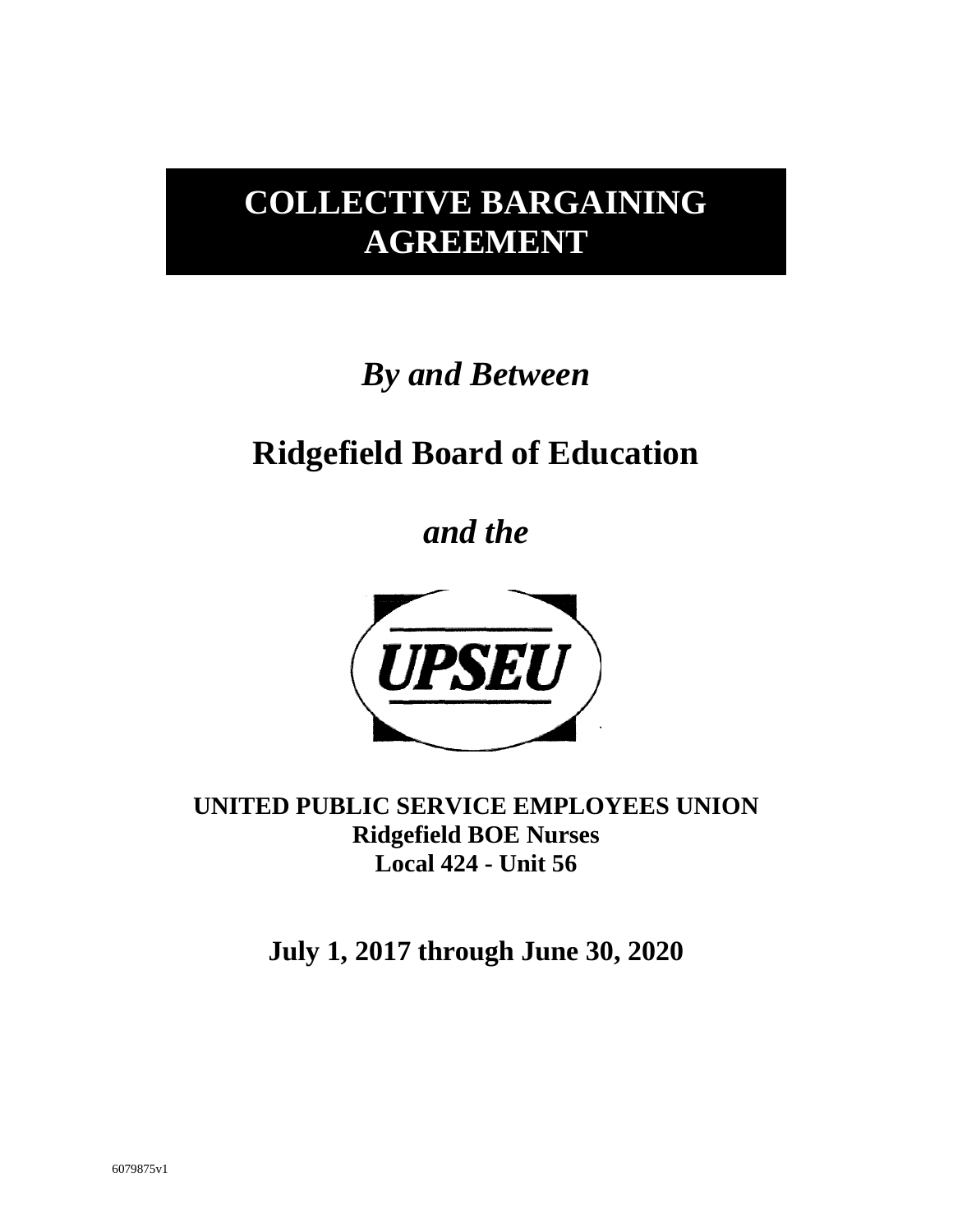# COLLECTIVE BARGAINING AGREEMENT

*By and Between*

## Ridgefield Board of Education

*and the*

UPSEU

**UNITED PUBLIC SERVICE EMPLOYEES UNION**
**Ridgefield BOE Nurses**
**Local 424 - Unit 56**

**July 1, 2017 through June 30, 2020**

6079875v1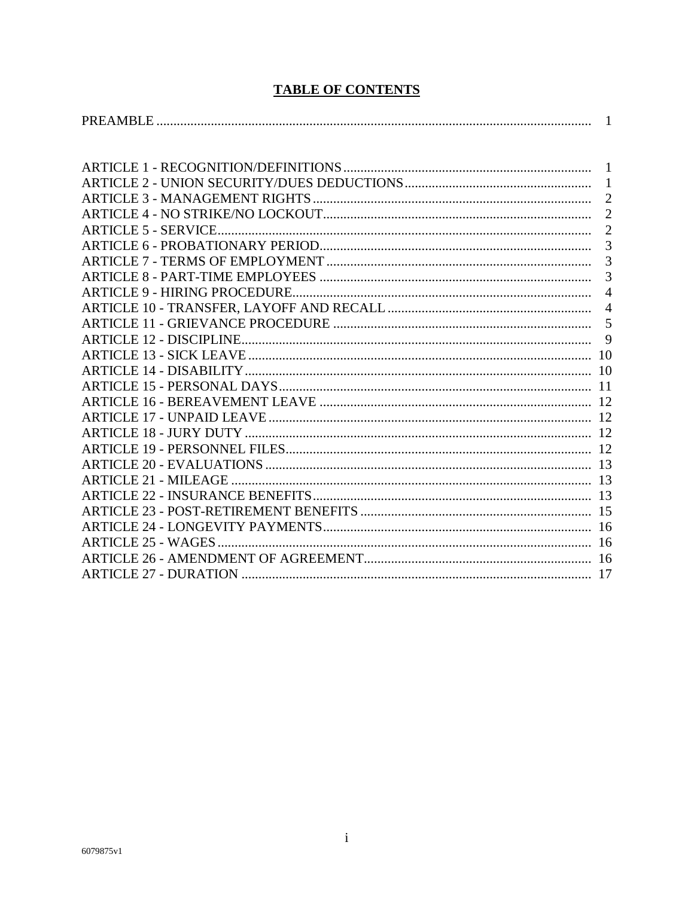# TABLE OF CONTENTS

| | |
|---|---|
| PREAMBLE | 1 |
| ARTICLE 1 - RECOGNITION/DEFINITIONS | 1 |
| ARTICLE 2 - UNION SECURITY/DUES DEDUCTIONS | 1 |
| ARTICLE 3 - MANAGEMENT RIGHTS | 2 |
| ARTICLE 4 - NO STRIKE/NO LOCKOUT | 2 |
| ARTICLE 5 - SERVICE | 2 |
| ARTICLE 6 - PROBATIONARY PERIOD | 3 |
| ARTICLE 7 - TERMS OF EMPLOYMENT | 3 |
| ARTICLE 8 - PART-TIME EMPLOYEES | 3 |
| ARTICLE 9 - HIRING PROCEDURE | 4 |
| ARTICLE 10 - TRANSFER, LAYOFF AND RECALL | 4 |
| ARTICLE 11 - GRIEVANCE PROCEDURE | 5 |
| ARTICLE 12 - DISCIPLINE | 9 |
| ARTICLE 13 - SICK LEAVE | 10 |
| ARTICLE 14 - DISABILITY | 10 |
| ARTICLE 15 - PERSONAL DAYS | 11 |
| ARTICLE 16 - BEREAVEMENT LEAVE | 12 |
| ARTICLE 17 - UNPAID LEAVE | 12 |
| ARTICLE 18 - JURY DUTY | 12 |
| ARTICLE 19 - PERSONNEL FILES | 12 |
| ARTICLE 20 - EVALUATIONS | 13 |
| ARTICLE 21 - MILEAGE | 13 |
| ARTICLE 22 - INSURANCE BENEFITS | 13 |
| ARTICLE 23 - POST-RETIREMENT BENEFITS | 15 |
| ARTICLE 24 - LONGEVITY PAYMENTS | 16 |
| ARTICLE 25 - WAGES | 16 |
| ARTICLE 26 - AMENDMENT OF AGREEMENT | 16 |
| ARTICLE 27 - DURATION | 17 |

6079875v1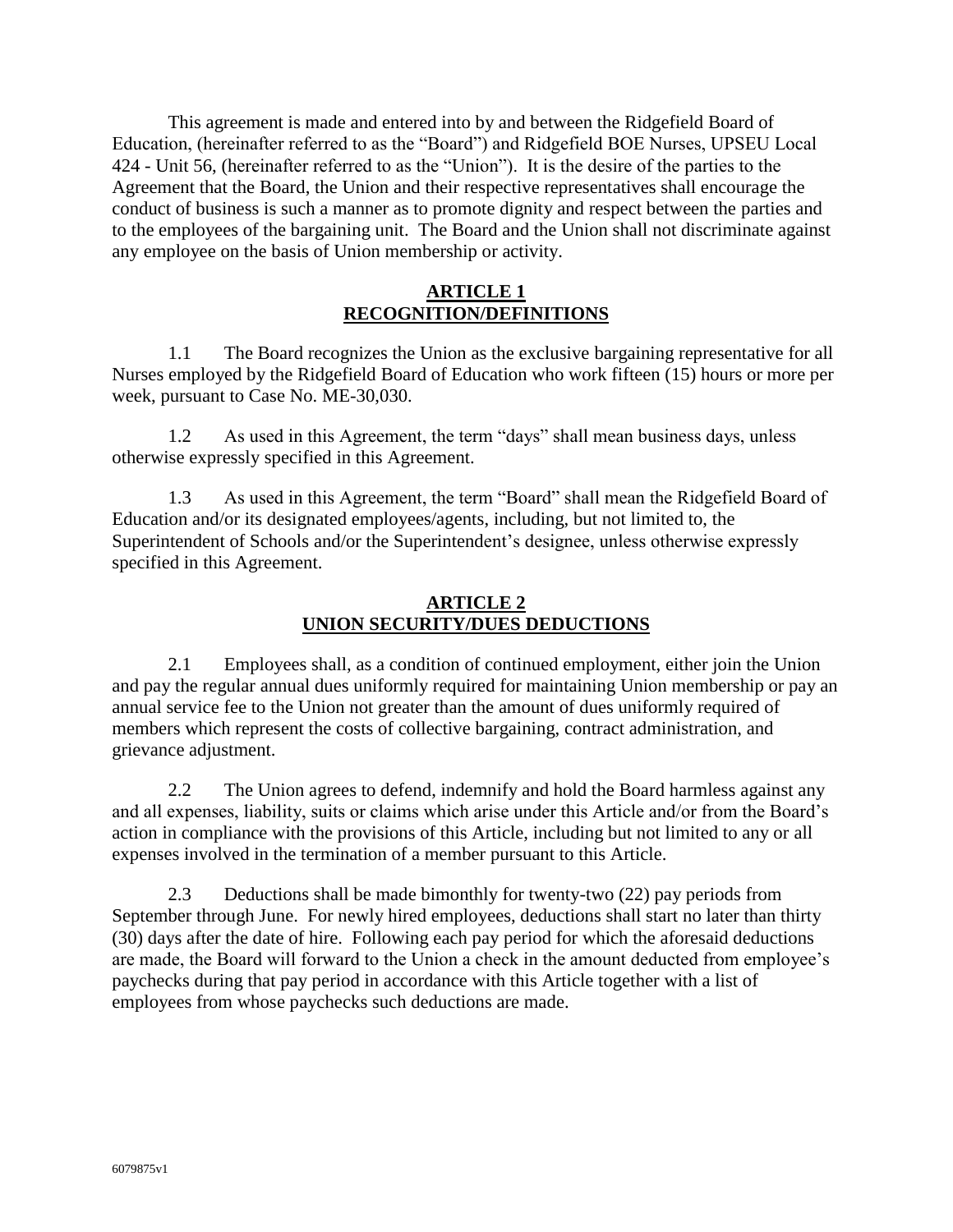This agreement is made and entered into by and between the Ridgefield Board of Education, (hereinafter referred to as the "Board") and Ridgefield BOE Nurses, UPSEU Local 424 - Unit 56, (hereinafter referred to as the "Union"). It is the desire of the parties to the Agreement that the Board, the Union and their respective representatives shall encourage the conduct of business is such a manner as to promote dignity and respect between the parties and to the employees of the bargaining unit. The Board and the Union shall not discriminate against any employee on the basis of Union membership or activity.

## ARTICLE 1
## RECOGNITION/DEFINITIONS

1.1 The Board recognizes the Union as the exclusive bargaining representative for all Nurses employed by the Ridgefield Board of Education who work fifteen (15) hours or more per week, pursuant to Case No. ME-30,030.

1.2 As used in this Agreement, the term "days" shall mean business days, unless otherwise expressly specified in this Agreement.

1.3 As used in this Agreement, the term "Board" shall mean the Ridgefield Board of Education and/or its designated employees/agents, including, but not limited to, the Superintendent of Schools and/or the Superintendent's designee, unless otherwise expressly specified in this Agreement.

## ARTICLE 2
## UNION SECURITY/DUES DEDUCTIONS

2.1 Employees shall, as a condition of continued employment, either join the Union and pay the regular annual dues uniformly required for maintaining Union membership or pay an annual service fee to the Union not greater than the amount of dues uniformly required of members which represent the costs of collective bargaining, contract administration, and grievance adjustment.

2.2 The Union agrees to defend, indemnify and hold the Board harmless against any and all expenses, liability, suits or claims which arise under this Article and/or from the Board's action in compliance with the provisions of this Article, including but not limited to any or all expenses involved in the termination of a member pursuant to this Article.

2.3 Deductions shall be made bimonthly for twenty-two (22) pay periods from September through June. For newly hired employees, deductions shall start no later than thirty (30) days after the date of hire. Following each pay period for which the aforesaid deductions are made, the Board will forward to the Union a check in the amount deducted from employee's paychecks during that pay period in accordance with this Article together with a list of employees from whose paychecks such deductions are made.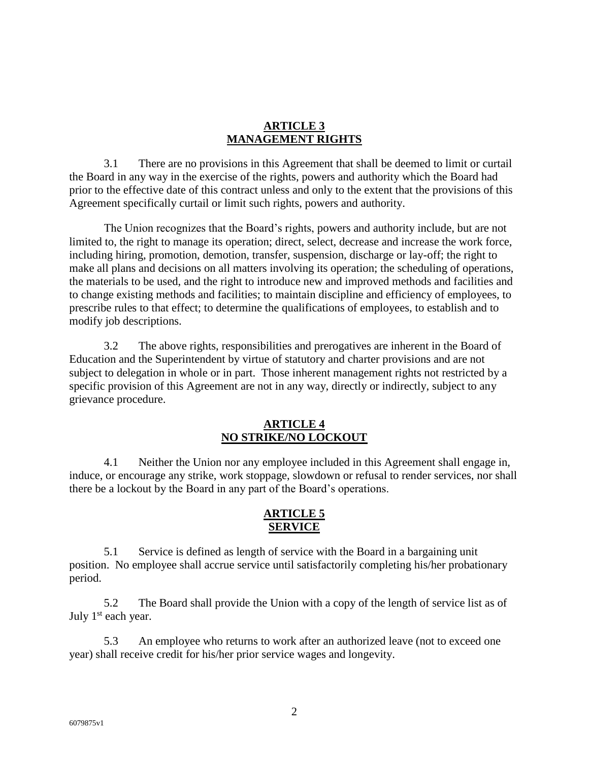## ARTICLE 3
## MANAGEMENT RIGHTS

3.1 There are no provisions in this Agreement that shall be deemed to limit or curtail the Board in any way in the exercise of the rights, powers and authority which the Board had prior to the effective date of this contract unless and only to the extent that the provisions of this Agreement specifically curtail or limit such rights, powers and authority.

The Union recognizes that the Board's rights, powers and authority include, but are not limited to, the right to manage its operation; direct, select, decrease and increase the work force, including hiring, promotion, demotion, transfer, suspension, discharge or lay-off; the right to make all plans and decisions on all matters involving its operation; the scheduling of operations, the materials to be used, and the right to introduce new and improved methods and facilities and to change existing methods and facilities; to maintain discipline and efficiency of employees, to prescribe rules to that effect; to determine the qualifications of employees, to establish and to modify job descriptions.

3.2 The above rights, responsibilities and prerogatives are inherent in the Board of Education and the Superintendent by virtue of statutory and charter provisions and are not subject to delegation in whole or in part. Those inherent management rights not restricted by a specific provision of this Agreement are not in any way, directly or indirectly, subject to any grievance procedure.

## ARTICLE 4
## NO STRIKE/NO LOCKOUT

4.1 Neither the Union nor any employee included in this Agreement shall engage in, induce, or encourage any strike, work stoppage, slowdown or refusal to render services, nor shall there be a lockout by the Board in any part of the Board's operations.

## ARTICLE 5
## SERVICE

5.1 Service is defined as length of service with the Board in a bargaining unit position. No employee shall accrue service until satisfactorily completing his/her probationary period.

5.2 The Board shall provide the Union with a copy of the length of service list as of July 1st each year.

5.3 An employee who returns to work after an authorized leave (not to exceed one year) shall receive credit for his/her prior service wages and longevity.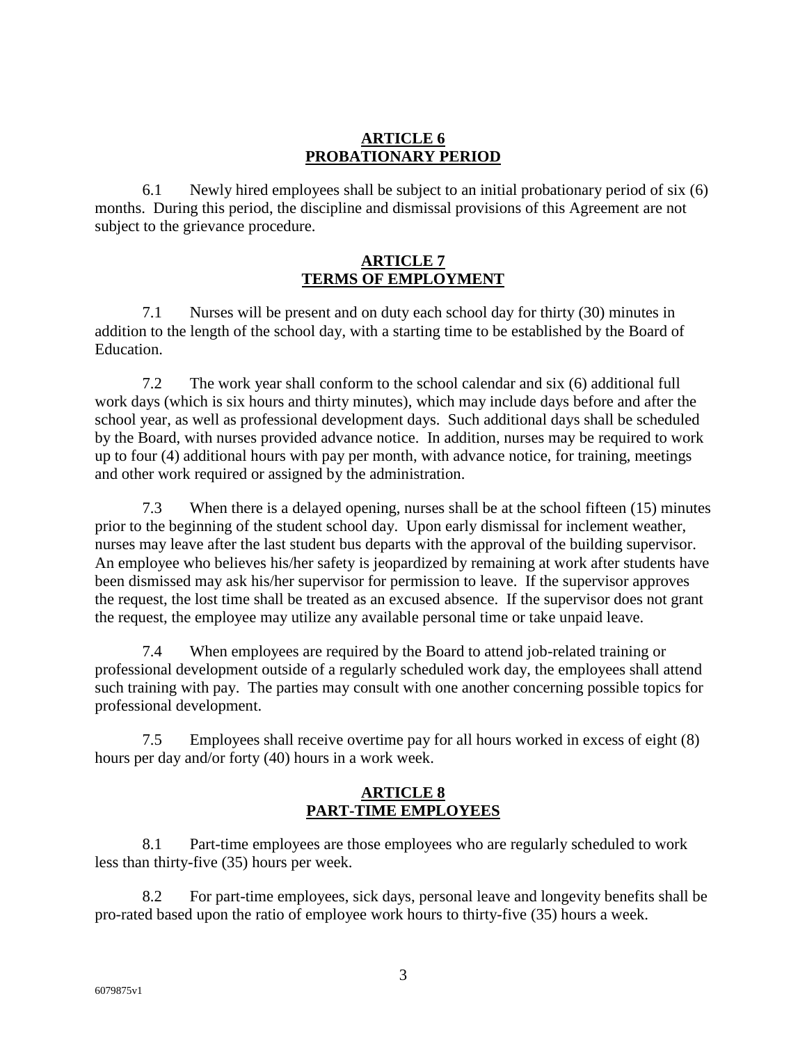## ARTICLE 6
## PROBATIONARY PERIOD

6.1 Newly hired employees shall be subject to an initial probationary period of six (6) months. During this period, the discipline and dismissal provisions of this Agreement are not subject to the grievance procedure.

## ARTICLE 7
## TERMS OF EMPLOYMENT

7.1 Nurses will be present and on duty each school day for thirty (30) minutes in addition to the length of the school day, with a starting time to be established by the Board of Education.

7.2 The work year shall conform to the school calendar and six (6) additional full work days (which is six hours and thirty minutes), which may include days before and after the school year, as well as professional development days. Such additional days shall be scheduled by the Board, with nurses provided advance notice. In addition, nurses may be required to work up to four (4) additional hours with pay per month, with advance notice, for training, meetings and other work required or assigned by the administration.

7.3 When there is a delayed opening, nurses shall be at the school fifteen (15) minutes prior to the beginning of the student school day. Upon early dismissal for inclement weather, nurses may leave after the last student bus departs with the approval of the building supervisor. An employee who believes his/her safety is jeopardized by remaining at work after students have been dismissed may ask his/her supervisor for permission to leave. If the supervisor approves the request, the lost time shall be treated as an excused absence. If the supervisor does not grant the request, the employee may utilize any available personal time or take unpaid leave.

7.4 When employees are required by the Board to attend job-related training or professional development outside of a regularly scheduled work day, the employees shall attend such training with pay. The parties may consult with one another concerning possible topics for professional development.

7.5 Employees shall receive overtime pay for all hours worked in excess of eight (8) hours per day and/or forty (40) hours in a work week.

## ARTICLE 8
## PART-TIME EMPLOYEES

8.1 Part-time employees are those employees who are regularly scheduled to work less than thirty-five (35) hours per week.

8.2 For part-time employees, sick days, personal leave and longevity benefits shall be pro-rated based upon the ratio of employee work hours to thirty-five (35) hours a week.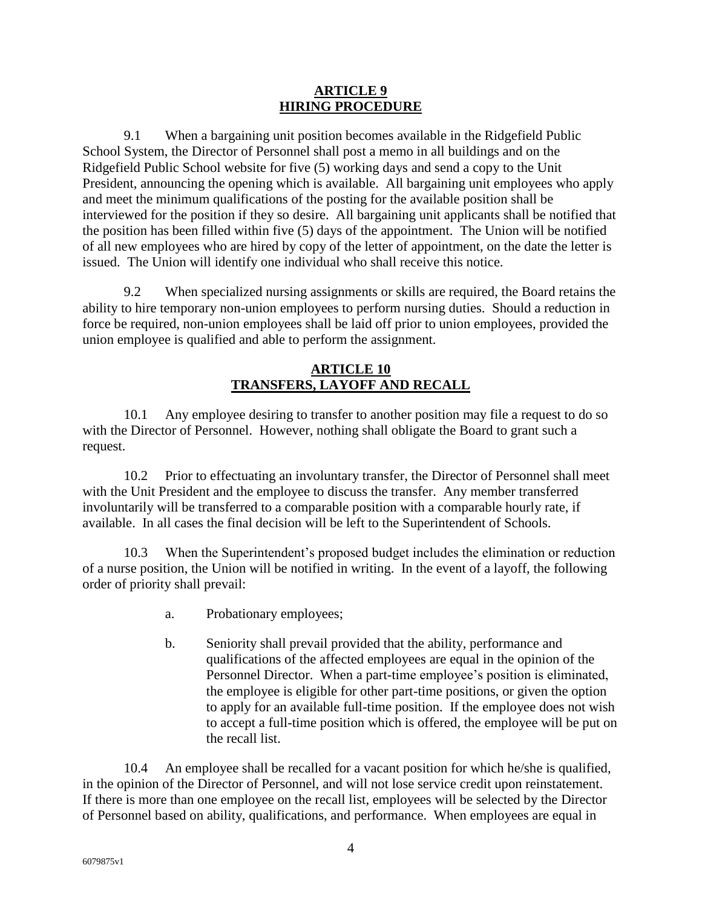## ARTICLE 9
## HIRING PROCEDURE

9.1 When a bargaining unit position becomes available in the Ridgefield Public School System, the Director of Personnel shall post a memo in all buildings and on the Ridgefield Public School website for five (5) working days and send a copy to the Unit President, announcing the opening which is available. All bargaining unit employees who apply and meet the minimum qualifications of the posting for the available position shall be interviewed for the position if they so desire. All bargaining unit applicants shall be notified that the position has been filled within five (5) days of the appointment. The Union will be notified of all new employees who are hired by copy of the letter of appointment, on the date the letter is issued. The Union will identify one individual who shall receive this notice.

9.2 When specialized nursing assignments or skills are required, the Board retains the ability to hire temporary non-union employees to perform nursing duties. Should a reduction in force be required, non-union employees shall be laid off prior to union employees, provided the union employee is qualified and able to perform the assignment.

## ARTICLE 10
## TRANSFERS, LAYOFF AND RECALL

10.1 Any employee desiring to transfer to another position may file a request to do so with the Director of Personnel. However, nothing shall obligate the Board to grant such a request.

10.2 Prior to effectuating an involuntary transfer, the Director of Personnel shall meet with the Unit President and the employee to discuss the transfer. Any member transferred involuntarily will be transferred to a comparable position with a comparable hourly rate, if available. In all cases the final decision will be left to the Superintendent of Schools.

10.3 When the Superintendent's proposed budget includes the elimination or reduction of a nurse position, the Union will be notified in writing. In the event of a layoff, the following order of priority shall prevail:

a. Probationary employees;

b. Seniority shall prevail provided that the ability, performance and qualifications of the affected employees are equal in the opinion of the Personnel Director. When a part-time employee's position is eliminated, the employee is eligible for other part-time positions, or given the option to apply for an available full-time position. If the employee does not wish to accept a full-time position which is offered, the employee will be put on the recall list.

10.4 An employee shall be recalled for a vacant position for which he/she is qualified, in the opinion of the Director of Personnel, and will not lose service credit upon reinstatement. If there is more than one employee on the recall list, employees will be selected by the Director of Personnel based on ability, qualifications, and performance. When employees are equal in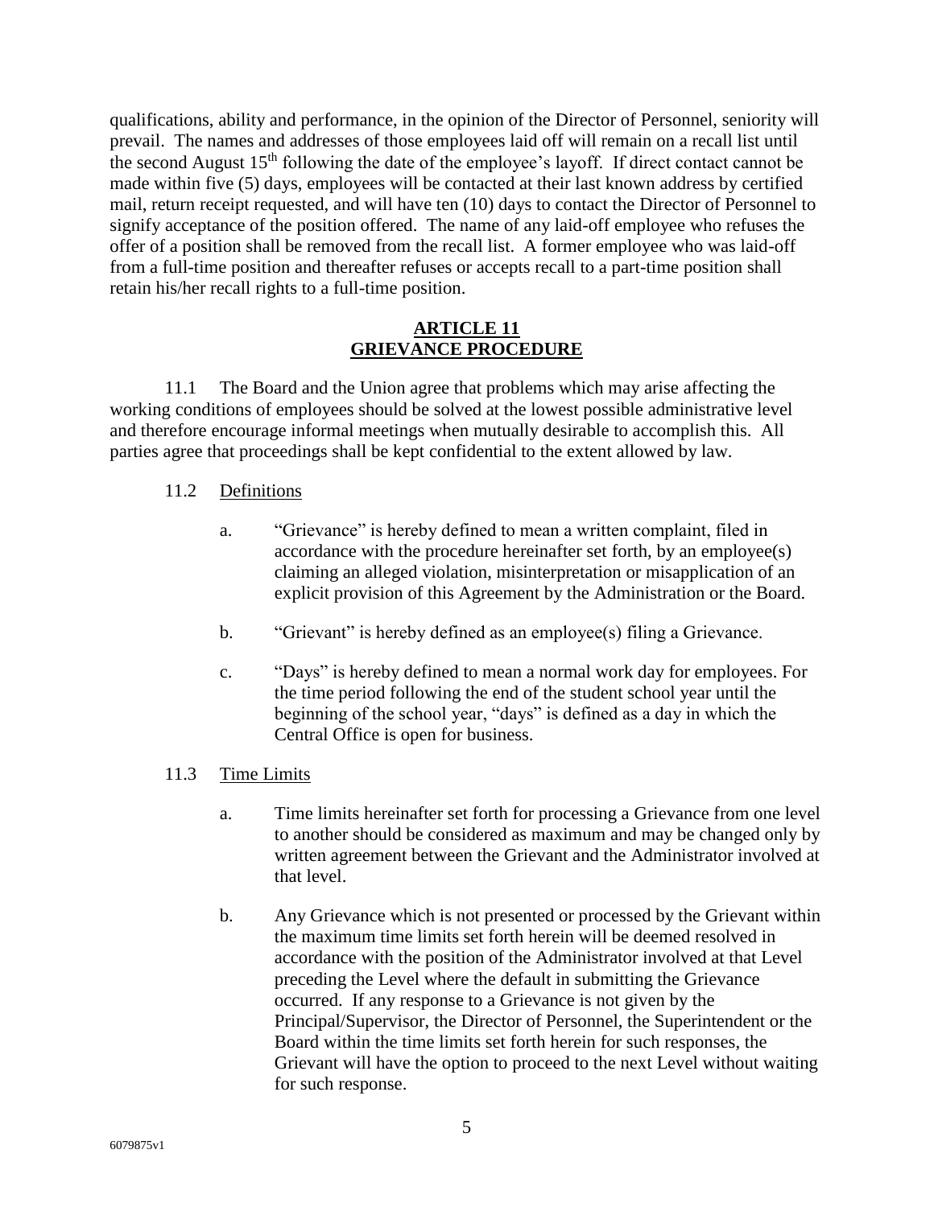qualifications, ability and performance, in the opinion of the Director of Personnel, seniority will prevail. The names and addresses of those employees laid off will remain on a recall list until the second August 15th following the date of the employee's layoff. If direct contact cannot be made within five (5) days, employees will be contacted at their last known address by certified mail, return receipt requested, and will have ten (10) days to contact the Director of Personnel to signify acceptance of the position offered. The name of any laid-off employee who refuses the offer of a position shall be removed from the recall list. A former employee who was laid-off from a full-time position and thereafter refuses or accepts recall to a part-time position shall retain his/her recall rights to a full-time position.

## ARTICLE 11
## GRIEVANCE PROCEDURE

11.1 The Board and the Union agree that problems which may arise affecting the working conditions of employees should be solved at the lowest possible administrative level and therefore encourage informal meetings when mutually desirable to accomplish this. All parties agree that proceedings shall be kept confidential to the extent allowed by law.

11.2 Definitions

a. "Grievance" is hereby defined to mean a written complaint, filed in accordance with the procedure hereinafter set forth, by an employee(s) claiming an alleged violation, misinterpretation or misapplication of an explicit provision of this Agreement by the Administration or the Board.

b. "Grievant" is hereby defined as an employee(s) filing a Grievance.

c. "Days" is hereby defined to mean a normal work day for employees. For the time period following the end of the student school year until the beginning of the school year, "days" is defined as a day in which the Central Office is open for business.

11.3 Time Limits

a. Time limits hereinafter set forth for processing a Grievance from one level to another should be considered as maximum and may be changed only by written agreement between the Grievant and the Administrator involved at that level.

b. Any Grievance which is not presented or processed by the Grievant within the maximum time limits set forth herein will be deemed resolved in accordance with the position of the Administrator involved at that Level preceding the Level where the default in submitting the Grievance occurred. If any response to a Grievance is not given by the Principal/Supervisor, the Director of Personnel, the Superintendent or the Board within the time limits set forth herein for such responses, the Grievant will have the option to proceed to the next Level without waiting for such response.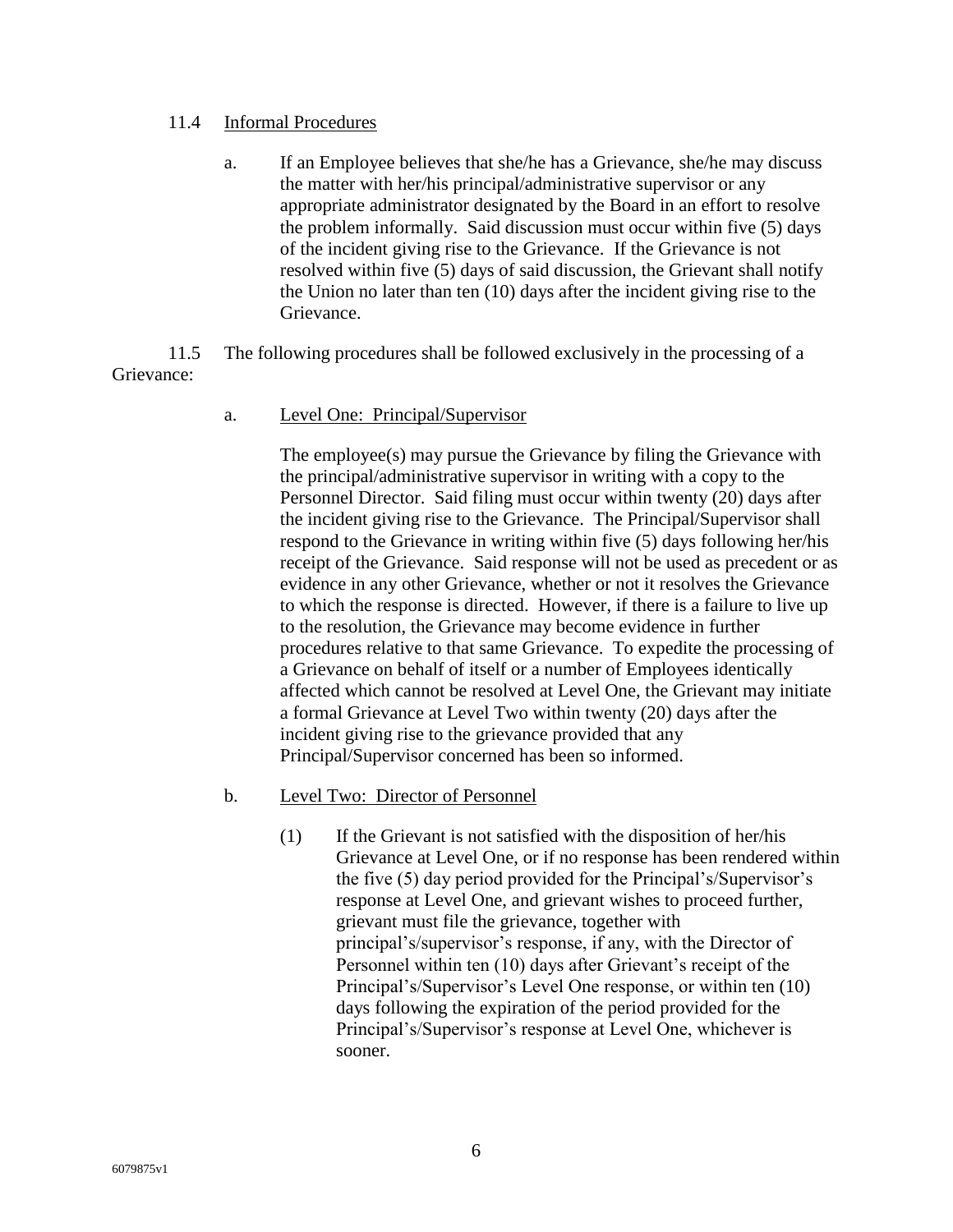11.4 Informal Procedures

a. If an Employee believes that she/he has a Grievance, she/he may discuss the matter with her/his principal/administrative supervisor or any appropriate administrator designated by the Board in an effort to resolve the problem informally. Said discussion must occur within five (5) days of the incident giving rise to the Grievance. If the Grievance is not resolved within five (5) days of said discussion, the Grievant shall notify the Union no later than ten (10) days after the incident giving rise to the Grievance.

11.5 The following procedures shall be followed exclusively in the processing of a Grievance:

a. Level One: Principal/Supervisor

The employee(s) may pursue the Grievance by filing the Grievance with the principal/administrative supervisor in writing with a copy to the Personnel Director. Said filing must occur within twenty (20) days after the incident giving rise to the Grievance. The Principal/Supervisor shall respond to the Grievance in writing within five (5) days following her/his receipt of the Grievance. Said response will not be used as precedent or as evidence in any other Grievance, whether or not it resolves the Grievance to which the response is directed. However, if there is a failure to live up to the resolution, the Grievance may become evidence in further procedures relative to that same Grievance. To expedite the processing of a Grievance on behalf of itself or a number of Employees identically affected which cannot be resolved at Level One, the Grievant may initiate a formal Grievance at Level Two within twenty (20) days after the incident giving rise to the grievance provided that any Principal/Supervisor concerned has been so informed.

b. Level Two: Director of Personnel

(1) If the Grievant is not satisfied with the disposition of her/his Grievance at Level One, or if no response has been rendered within the five (5) day period provided for the Principal's/Supervisor's response at Level One, and grievant wishes to proceed further, grievant must file the grievance, together with principal's/supervisor's response, if any, with the Director of Personnel within ten (10) days after Grievant's receipt of the Principal's/Supervisor's Level One response, or within ten (10) days following the expiration of the period provided for the Principal's/Supervisor's response at Level One, whichever is sooner.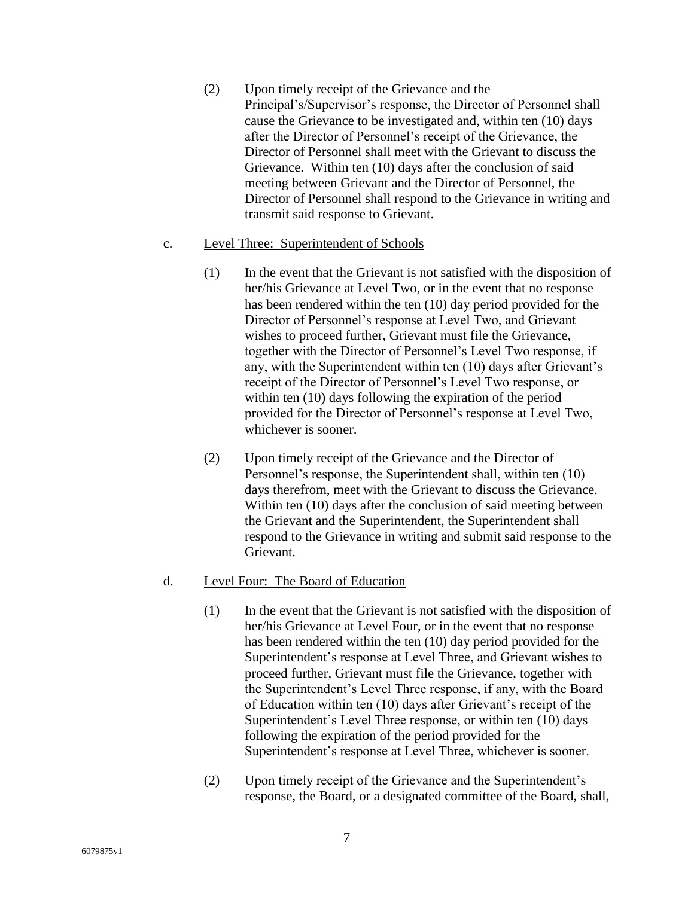(2) Upon timely receipt of the Grievance and the Principal's/Supervisor's response, the Director of Personnel shall cause the Grievance to be investigated and, within ten (10) days after the Director of Personnel's receipt of the Grievance, the Director of Personnel shall meet with the Grievant to discuss the Grievance. Within ten (10) days after the conclusion of said meeting between Grievant and the Director of Personnel, the Director of Personnel shall respond to the Grievance in writing and transmit said response to Grievant.

c. Level Three: Superintendent of Schools

(1) In the event that the Grievant is not satisfied with the disposition of her/his Grievance at Level Two, or in the event that no response has been rendered within the ten (10) day period provided for the Director of Personnel's response at Level Two, and Grievant wishes to proceed further, Grievant must file the Grievance, together with the Director of Personnel's Level Two response, if any, with the Superintendent within ten (10) days after Grievant's receipt of the Director of Personnel's Level Two response, or within ten (10) days following the expiration of the period provided for the Director of Personnel's response at Level Two, whichever is sooner.

(2) Upon timely receipt of the Grievance and the Director of Personnel's response, the Superintendent shall, within ten (10) days therefrom, meet with the Grievant to discuss the Grievance. Within ten (10) days after the conclusion of said meeting between the Grievant and the Superintendent, the Superintendent shall respond to the Grievance in writing and submit said response to the Grievant.

d. Level Four: The Board of Education

(1) In the event that the Grievant is not satisfied with the disposition of her/his Grievance at Level Four, or in the event that no response has been rendered within the ten (10) day period provided for the Superintendent's response at Level Three, and Grievant wishes to proceed further, Grievant must file the Grievance, together with the Superintendent's Level Three response, if any, with the Board of Education within ten (10) days after Grievant's receipt of the Superintendent's Level Three response, or within ten (10) days following the expiration of the period provided for the Superintendent's response at Level Three, whichever is sooner.

(2) Upon timely receipt of the Grievance and the Superintendent's response, the Board, or a designated committee of the Board, shall,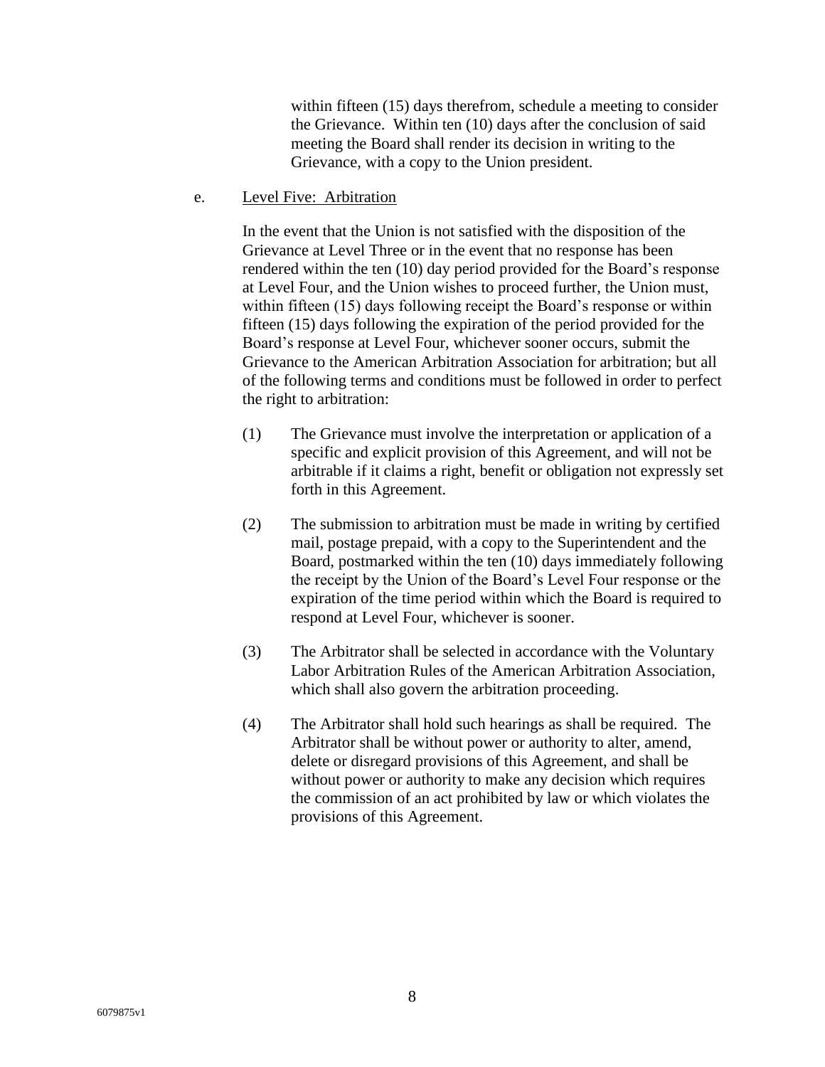within fifteen (15) days therefrom, schedule a meeting to consider the Grievance. Within ten (10) days after the conclusion of said meeting the Board shall render its decision in writing to the Grievance, with a copy to the Union president.

e. Level Five: Arbitration

In the event that the Union is not satisfied with the disposition of the Grievance at Level Three or in the event that no response has been rendered within the ten (10) day period provided for the Board's response at Level Four, and the Union wishes to proceed further, the Union must, within fifteen (15) days following receipt the Board's response or within fifteen (15) days following the expiration of the period provided for the Board's response at Level Four, whichever sooner occurs, submit the Grievance to the American Arbitration Association for arbitration; but all of the following terms and conditions must be followed in order to perfect the right to arbitration:

(1) The Grievance must involve the interpretation or application of a specific and explicit provision of this Agreement, and will not be arbitrable if it claims a right, benefit or obligation not expressly set forth in this Agreement.

(2) The submission to arbitration must be made in writing by certified mail, postage prepaid, with a copy to the Superintendent and the Board, postmarked within the ten (10) days immediately following the receipt by the Union of the Board's Level Four response or the expiration of the time period within which the Board is required to respond at Level Four, whichever is sooner.

(3) The Arbitrator shall be selected in accordance with the Voluntary Labor Arbitration Rules of the American Arbitration Association, which shall also govern the arbitration proceeding.

(4) The Arbitrator shall hold such hearings as shall be required. The Arbitrator shall be without power or authority to alter, amend, delete or disregard provisions of this Agreement, and shall be without power or authority to make any decision which requires the commission of an act prohibited by law or which violates the provisions of this Agreement.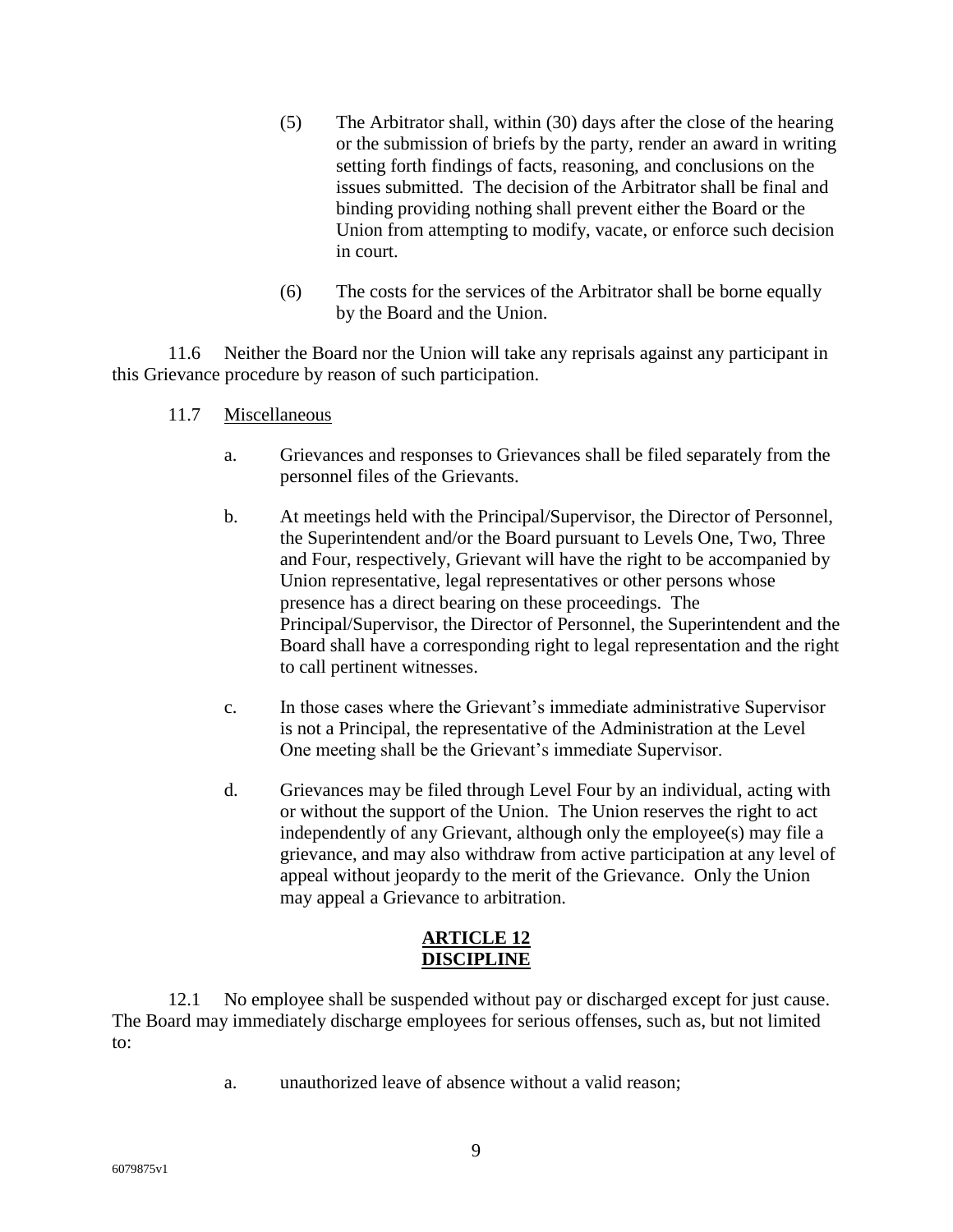(5) The Arbitrator shall, within (30) days after the close of the hearing or the submission of briefs by the party, render an award in writing setting forth findings of facts, reasoning, and conclusions on the issues submitted. The decision of the Arbitrator shall be final and binding providing nothing shall prevent either the Board or the Union from attempting to modify, vacate, or enforce such decision in court.

(6) The costs for the services of the Arbitrator shall be borne equally by the Board and the Union.

11.6 Neither the Board nor the Union will take any reprisals against any participant in this Grievance procedure by reason of such participation.

11.7 Miscellaneous

a. Grievances and responses to Grievances shall be filed separately from the personnel files of the Grievants.

b. At meetings held with the Principal/Supervisor, the Director of Personnel, the Superintendent and/or the Board pursuant to Levels One, Two, Three and Four, respectively, Grievant will have the right to be accompanied by Union representative, legal representatives or other persons whose presence has a direct bearing on these proceedings. The Principal/Supervisor, the Director of Personnel, the Superintendent and the Board shall have a corresponding right to legal representation and the right to call pertinent witnesses.

c. In those cases where the Grievant's immediate administrative Supervisor is not a Principal, the representative of the Administration at the Level One meeting shall be the Grievant's immediate Supervisor.

d. Grievances may be filed through Level Four by an individual, acting with or without the support of the Union. The Union reserves the right to act independently of any Grievant, although only the employee(s) may file a grievance, and may also withdraw from active participation at any level of appeal without jeopardy to the merit of the Grievance. Only the Union may appeal a Grievance to arbitration.

## ARTICLE 12
## DISCIPLINE

12.1 No employee shall be suspended without pay or discharged except for just cause. The Board may immediately discharge employees for serious offenses, such as, but not limited to:

a. unauthorized leave of absence without a valid reason;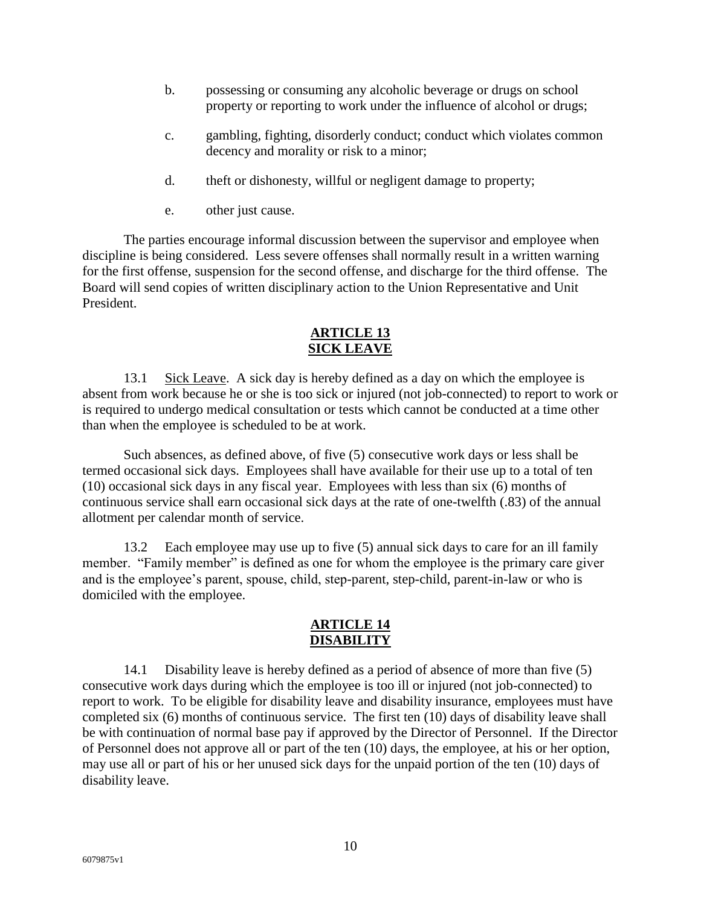b. possessing or consuming any alcoholic beverage or drugs on school property or reporting to work under the influence of alcohol or drugs;

c. gambling, fighting, disorderly conduct; conduct which violates common decency and morality or risk to a minor;

d. theft or dishonesty, willful or negligent damage to property;

e. other just cause.

The parties encourage informal discussion between the supervisor and employee when discipline is being considered. Less severe offenses shall normally result in a written warning for the first offense, suspension for the second offense, and discharge for the third offense. The Board will send copies of written disciplinary action to the Union Representative and Unit President.

## ARTICLE 13
## SICK LEAVE

13.1 Sick Leave. A sick day is hereby defined as a day on which the employee is absent from work because he or she is too sick or injured (not job-connected) to report to work or is required to undergo medical consultation or tests which cannot be conducted at a time other than when the employee is scheduled to be at work.

Such absences, as defined above, of five (5) consecutive work days or less shall be termed occasional sick days. Employees shall have available for their use up to a total of ten (10) occasional sick days in any fiscal year. Employees with less than six (6) months of continuous service shall earn occasional sick days at the rate of one-twelfth (.83) of the annual allotment per calendar month of service.

13.2 Each employee may use up to five (5) annual sick days to care for an ill family member. "Family member" is defined as one for whom the employee is the primary care giver and is the employee's parent, spouse, child, step-parent, step-child, parent-in-law or who is domiciled with the employee.

## ARTICLE 14
## DISABILITY

14.1 Disability leave is hereby defined as a period of absence of more than five (5) consecutive work days during which the employee is too ill or injured (not job-connected) to report to work. To be eligible for disability leave and disability insurance, employees must have completed six (6) months of continuous service. The first ten (10) days of disability leave shall be with continuation of normal base pay if approved by the Director of Personnel. If the Director of Personnel does not approve all or part of the ten (10) days, the employee, at his or her option, may use all or part of his or her unused sick days for the unpaid portion of the ten (10) days of disability leave.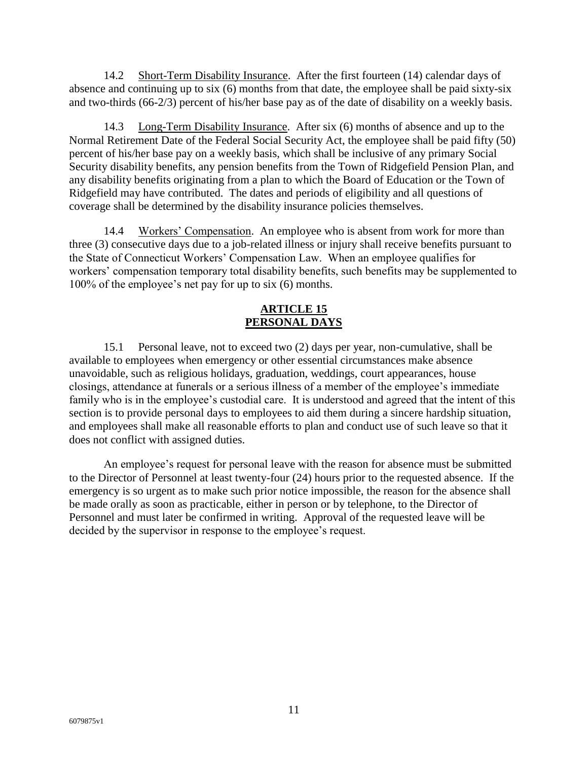14.2 Short-Term Disability Insurance. After the first fourteen (14) calendar days of absence and continuing up to six (6) months from that date, the employee shall be paid sixty-six and two-thirds (66-2/3) percent of his/her base pay as of the date of disability on a weekly basis.

14.3 Long-Term Disability Insurance. After six (6) months of absence and up to the Normal Retirement Date of the Federal Social Security Act, the employee shall be paid fifty (50) percent of his/her base pay on a weekly basis, which shall be inclusive of any primary Social Security disability benefits, any pension benefits from the Town of Ridgefield Pension Plan, and any disability benefits originating from a plan to which the Board of Education or the Town of Ridgefield may have contributed. The dates and periods of eligibility and all questions of coverage shall be determined by the disability insurance policies themselves.

14.4 Workers' Compensation. An employee who is absent from work for more than three (3) consecutive days due to a job-related illness or injury shall receive benefits pursuant to the State of Connecticut Workers' Compensation Law. When an employee qualifies for workers' compensation temporary total disability benefits, such benefits may be supplemented to 100% of the employee's net pay for up to six (6) months.

## ARTICLE 15
## PERSONAL DAYS

15.1 Personal leave, not to exceed two (2) days per year, non-cumulative, shall be available to employees when emergency or other essential circumstances make absence unavoidable, such as religious holidays, graduation, weddings, court appearances, house closings, attendance at funerals or a serious illness of a member of the employee's immediate family who is in the employee's custodial care. It is understood and agreed that the intent of this section is to provide personal days to employees to aid them during a sincere hardship situation, and employees shall make all reasonable efforts to plan and conduct use of such leave so that it does not conflict with assigned duties.

An employee's request for personal leave with the reason for absence must be submitted to the Director of Personnel at least twenty-four (24) hours prior to the requested absence. If the emergency is so urgent as to make such prior notice impossible, the reason for the absence shall be made orally as soon as practicable, either in person or by telephone, to the Director of Personnel and must later be confirmed in writing. Approval of the requested leave will be decided by the supervisor in response to the employee's request.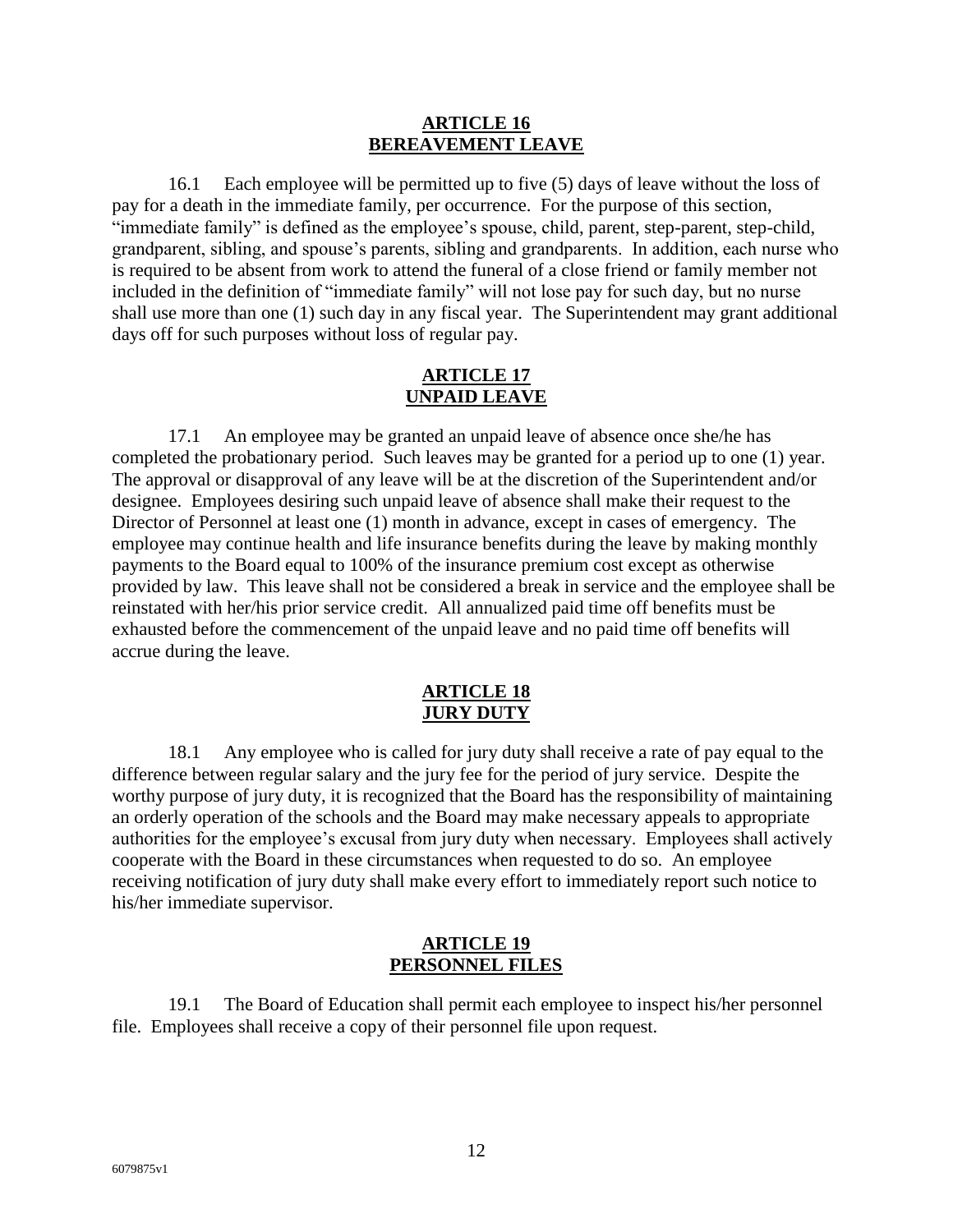## ARTICLE 16
## BEREAVEMENT LEAVE

16.1 Each employee will be permitted up to five (5) days of leave without the loss of pay for a death in the immediate family, per occurrence. For the purpose of this section, "immediate family" is defined as the employee's spouse, child, parent, step-parent, step-child, grandparent, sibling, and spouse's parents, sibling and grandparents. In addition, each nurse who is required to be absent from work to attend the funeral of a close friend or family member not included in the definition of "immediate family" will not lose pay for such day, but no nurse shall use more than one (1) such day in any fiscal year. The Superintendent may grant additional days off for such purposes without loss of regular pay.

## ARTICLE 17
## UNPAID LEAVE

17.1 An employee may be granted an unpaid leave of absence once she/he has completed the probationary period. Such leaves may be granted for a period up to one (1) year. The approval or disapproval of any leave will be at the discretion of the Superintendent and/or designee. Employees desiring such unpaid leave of absence shall make their request to the Director of Personnel at least one (1) month in advance, except in cases of emergency. The employee may continue health and life insurance benefits during the leave by making monthly payments to the Board equal to 100% of the insurance premium cost except as otherwise provided by law. This leave shall not be considered a break in service and the employee shall be reinstated with her/his prior service credit. All annualized paid time off benefits must be exhausted before the commencement of the unpaid leave and no paid time off benefits will accrue during the leave.

## ARTICLE 18
## JURY DUTY

18.1 Any employee who is called for jury duty shall receive a rate of pay equal to the difference between regular salary and the jury fee for the period of jury service. Despite the worthy purpose of jury duty, it is recognized that the Board has the responsibility of maintaining an orderly operation of the schools and the Board may make necessary appeals to appropriate authorities for the employee's excusal from jury duty when necessary. Employees shall actively cooperate with the Board in these circumstances when requested to do so. An employee receiving notification of jury duty shall make every effort to immediately report such notice to his/her immediate supervisor.

## ARTICLE 19
## PERSONNEL FILES

19.1 The Board of Education shall permit each employee to inspect his/her personnel file. Employees shall receive a copy of their personnel file upon request.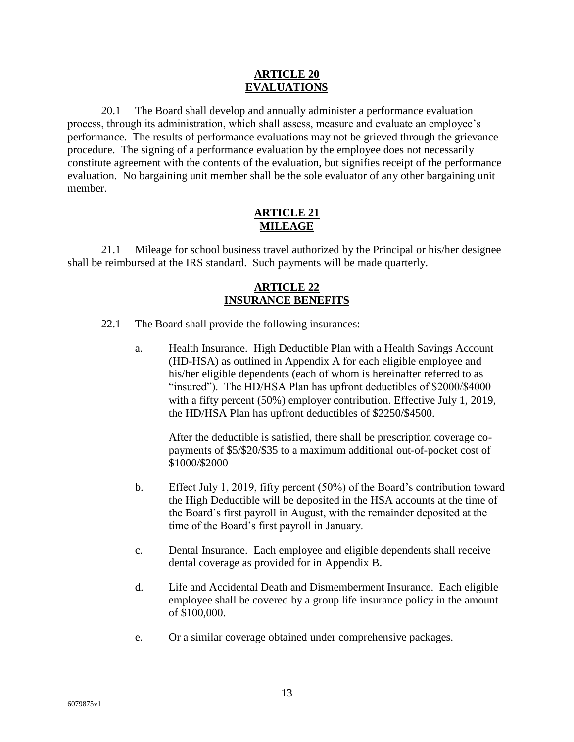## ARTICLE 20
## EVALUATIONS

20.1 The Board shall develop and annually administer a performance evaluation process, through its administration, which shall assess, measure and evaluate an employee's performance. The results of performance evaluations may not be grieved through the grievance procedure. The signing of a performance evaluation by the employee does not necessarily constitute agreement with the contents of the evaluation, but signifies receipt of the performance evaluation. No bargaining unit member shall be the sole evaluator of any other bargaining unit member.

## ARTICLE 21
## MILEAGE

21.1 Mileage for school business travel authorized by the Principal or his/her designee shall be reimbursed at the IRS standard. Such payments will be made quarterly.

## ARTICLE 22
## INSURANCE BENEFITS

22.1 The Board shall provide the following insurances:

a. Health Insurance. High Deductible Plan with a Health Savings Account (HD-HSA) as outlined in Appendix A for each eligible employee and his/her eligible dependents (each of whom is hereinafter referred to as "insured"). The HD/HSA Plan has upfront deductibles of $2000/$4000 with a fifty percent (50%) employer contribution. Effective July 1, 2019, the HD/HSA Plan has upfront deductibles of $2250/$4500.

   After the deductible is satisfied, there shall be prescription coverage co-payments of $5/$20/$35 to a maximum additional out-of-pocket cost of $1000/$2000

b. Effect July 1, 2019, fifty percent (50%) of the Board's contribution toward the High Deductible will be deposited in the HSA accounts at the time of the Board's first payroll in August, with the remainder deposited at the time of the Board's first payroll in January.

c. Dental Insurance. Each employee and eligible dependents shall receive dental coverage as provided for in Appendix B.

d. Life and Accidental Death and Dismemberment Insurance. Each eligible employee shall be covered by a group life insurance policy in the amount of $100,000.

e. Or a similar coverage obtained under comprehensive packages.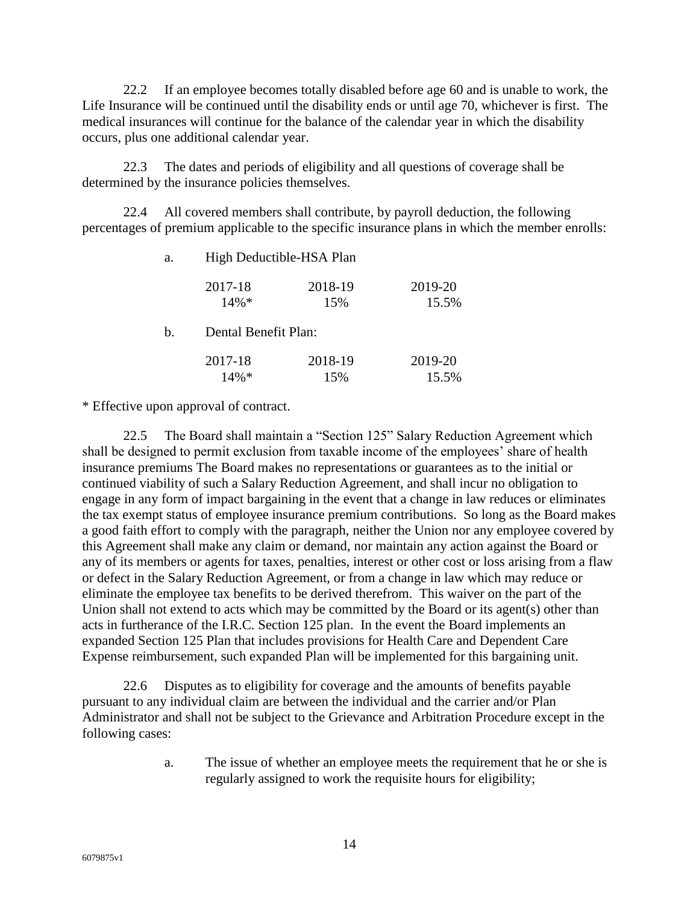22.2 If an employee becomes totally disabled before age 60 and is unable to work, the Life Insurance will be continued until the disability ends or until age 70, whichever is first. The medical insurances will continue for the balance of the calendar year in which the disability occurs, plus one additional calendar year.

22.3 The dates and periods of eligibility and all questions of coverage shall be determined by the insurance policies themselves.

22.4 All covered members shall contribute, by payroll deduction, the following percentages of premium applicable to the specific insurance plans in which the member enrolls:

a. High Deductible-HSA Plan

| 2017-18 | 2018-19 | 2019-20 |
|---|---|---|
| 14%* | 15% | 15.5% |

b. Dental Benefit Plan:

| 2017-18 | 2018-19 | 2019-20 |
|---|---|---|
| 14%* | 15% | 15.5% |

* Effective upon approval of contract.

22.5 The Board shall maintain a "Section 125" Salary Reduction Agreement which shall be designed to permit exclusion from taxable income of the employees' share of health insurance premiums The Board makes no representations or guarantees as to the initial or continued viability of such a Salary Reduction Agreement, and shall incur no obligation to engage in any form of impact bargaining in the event that a change in law reduces or eliminates the tax exempt status of employee insurance premium contributions. So long as the Board makes a good faith effort to comply with the paragraph, neither the Union nor any employee covered by this Agreement shall make any claim or demand, nor maintain any action against the Board or any of its members or agents for taxes, penalties, interest or other cost or loss arising from a flaw or defect in the Salary Reduction Agreement, or from a change in law which may reduce or eliminate the employee tax benefits to be derived therefrom. This waiver on the part of the Union shall not extend to acts which may be committed by the Board or its agent(s) other than acts in furtherance of the I.R.C. Section 125 plan. In the event the Board implements an expanded Section 125 Plan that includes provisions for Health Care and Dependent Care Expense reimbursement, such expanded Plan will be implemented for this bargaining unit.

22.6 Disputes as to eligibility for coverage and the amounts of benefits payable pursuant to any individual claim are between the individual and the carrier and/or Plan Administrator and shall not be subject to the Grievance and Arbitration Procedure except in the following cases:

a. The issue of whether an employee meets the requirement that he or she is regularly assigned to work the requisite hours for eligibility;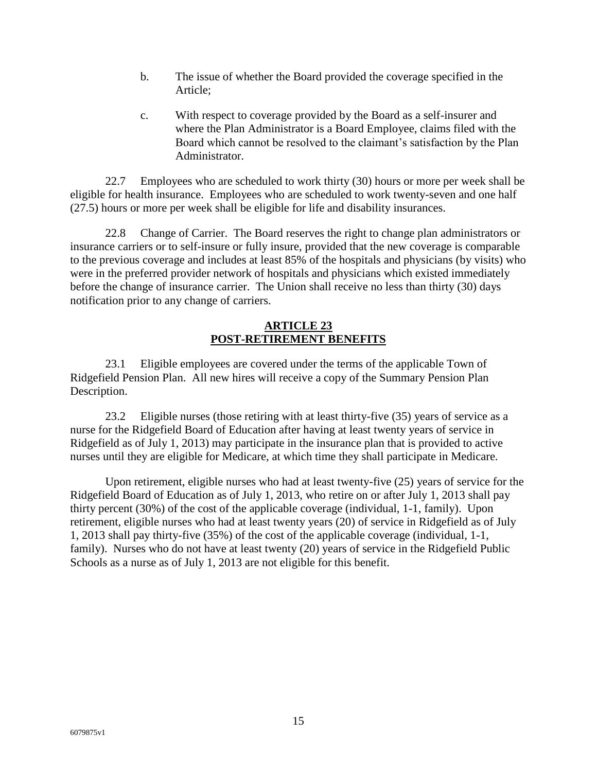b. The issue of whether the Board provided the coverage specified in the Article;

c. With respect to coverage provided by the Board as a self-insurer and where the Plan Administrator is a Board Employee, claims filed with the Board which cannot be resolved to the claimant's satisfaction by the Plan Administrator.

22.7 Employees who are scheduled to work thirty (30) hours or more per week shall be eligible for health insurance. Employees who are scheduled to work twenty-seven and one half (27.5) hours or more per week shall be eligible for life and disability insurances.

22.8 Change of Carrier. The Board reserves the right to change plan administrators or insurance carriers or to self-insure or fully insure, provided that the new coverage is comparable to the previous coverage and includes at least 85% of the hospitals and physicians (by visits) who were in the preferred provider network of hospitals and physicians which existed immediately before the change of insurance carrier. The Union shall receive no less than thirty (30) days notification prior to any change of carriers.

## ARTICLE 23
## POST-RETIREMENT BENEFITS

23.1 Eligible employees are covered under the terms of the applicable Town of Ridgefield Pension Plan. All new hires will receive a copy of the Summary Pension Plan Description.

23.2 Eligible nurses (those retiring with at least thirty-five (35) years of service as a nurse for the Ridgefield Board of Education after having at least twenty years of service in Ridgefield as of July 1, 2013) may participate in the insurance plan that is provided to active nurses until they are eligible for Medicare, at which time they shall participate in Medicare.

Upon retirement, eligible nurses who had at least twenty-five (25) years of service for the Ridgefield Board of Education as of July 1, 2013, who retire on or after July 1, 2013 shall pay thirty percent (30%) of the cost of the applicable coverage (individual, 1-1, family). Upon retirement, eligible nurses who had at least twenty years (20) of service in Ridgefield as of July 1, 2013 shall pay thirty-five (35%) of the cost of the applicable coverage (individual, 1-1, family). Nurses who do not have at least twenty (20) years of service in the Ridgefield Public Schools as a nurse as of July 1, 2013 are not eligible for this benefit.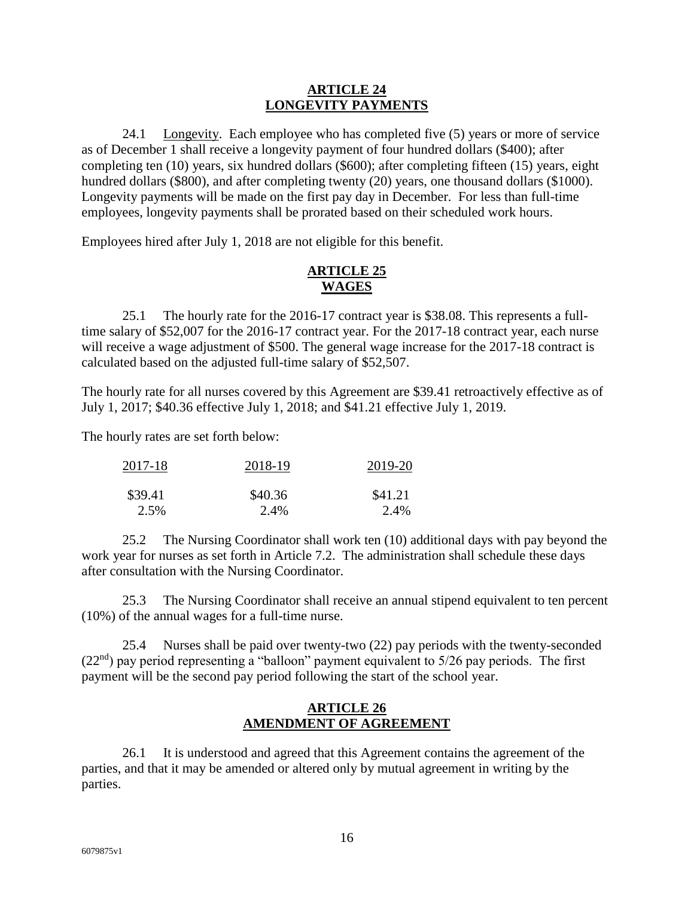## ARTICLE 24
## LONGEVITY PAYMENTS

24.1 Longevity. Each employee who has completed five (5) years or more of service as of December 1 shall receive a longevity payment of four hundred dollars ($400); after completing ten (10) years, six hundred dollars ($600); after completing fifteen (15) years, eight hundred dollars ($800), and after completing twenty (20) years, one thousand dollars ($1000). Longevity payments will be made on the first pay day in December. For less than full-time employees, longevity payments shall be prorated based on their scheduled work hours.

Employees hired after July 1, 2018 are not eligible for this benefit.

## ARTICLE 25
## WAGES

25.1 The hourly rate for the 2016-17 contract year is $38.08. This represents a full-time salary of $52,007 for the 2016-17 contract year. For the 2017-18 contract year, each nurse will receive a wage adjustment of $500. The general wage increase for the 2017-18 contract is calculated based on the adjusted full-time salary of $52,507.

The hourly rate for all nurses covered by this Agreement are $39.41 retroactively effective as of July 1, 2017; $40.36 effective July 1, 2018; and $41.21 effective July 1, 2019.

The hourly rates are set forth below:

| 2017-18 | 2018-19 | 2019-20 |
|---|---|---|
| $39.41 | $40.36 | $41.21 |
| 2.5% | 2.4% | 2.4% |

25.2 The Nursing Coordinator shall work ten (10) additional days with pay beyond the work year for nurses as set forth in Article 7.2. The administration shall schedule these days after consultation with the Nursing Coordinator.

25.3 The Nursing Coordinator shall receive an annual stipend equivalent to ten percent (10%) of the annual wages for a full-time nurse.

25.4 Nurses shall be paid over twenty-two (22) pay periods with the twenty-seconded (22nd) pay period representing a "balloon" payment equivalent to 5/26 pay periods. The first payment will be the second pay period following the start of the school year.

## ARTICLE 26
## AMENDMENT OF AGREEMENT

26.1 It is understood and agreed that this Agreement contains the agreement of the parties, and that it may be amended or altered only by mutual agreement in writing by the parties.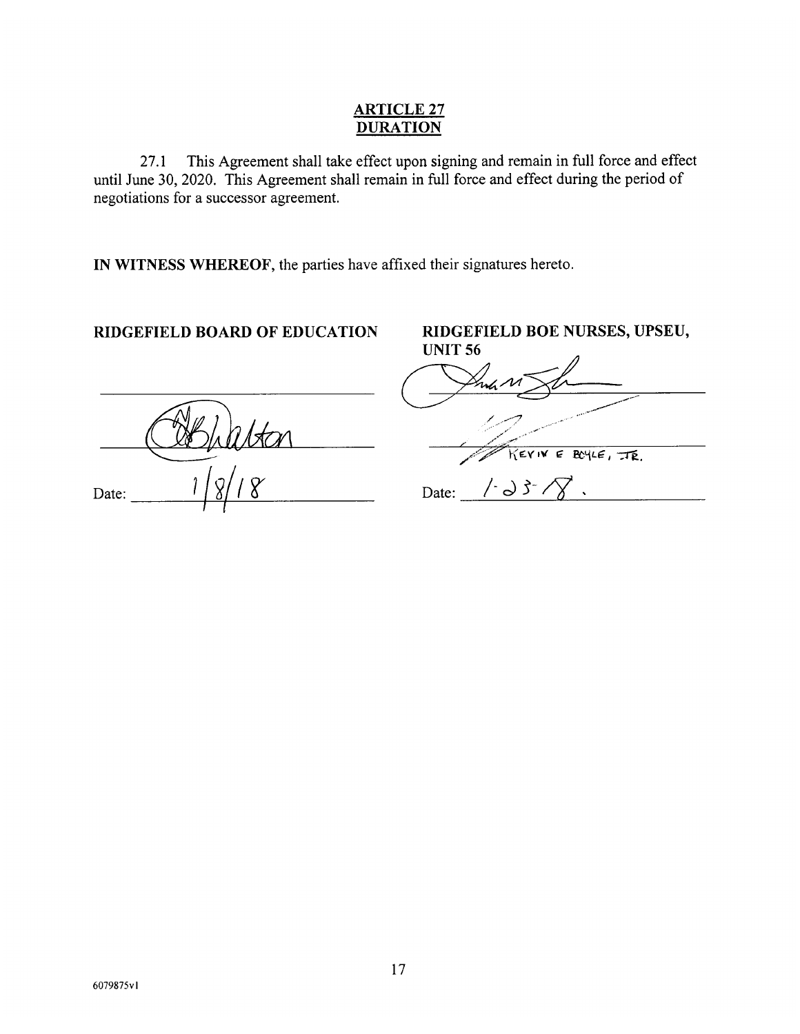## ARTICLE 27
## DURATION

27.1 This Agreement shall take effect upon signing and remain in full force and effect until June 30, 2020. This Agreement shall remain in full force and effect during the period of negotiations for a successor agreement.

**IN WITNESS WHEREOF**, the parties have affixed their signatures hereto.

| **RIDGEFIELD BOARD OF EDUCATION** | **RIDGEFIELD BOE NURSES, UPSEU, UNIT 56** |
| --- | --- |
| ______________________________ | ______________________________ |
| ______________________________ | KEVIN E BOYLE, JR. |
| Date: 1/8/18 | Date: 1-23-18. |

6079875v1